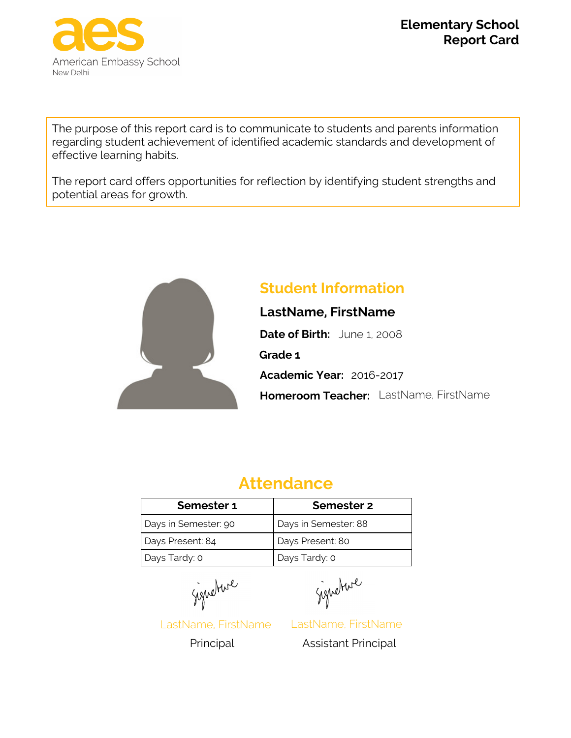aes
American Embassy School
New Delhi

# Elementary School Report Card

The purpose of this report card is to communicate to students and parents information regarding student achievement of identified academic standards and development of effective learning habits.

The report card offers opportunities for reflection by identifying student strengths and potential areas for growth.

## Student Information

**LastName, FirstName**

**Date of Birth:** June 1, 2008

**Grade 1**

**Academic Year:** 2016-2017

**Homeroom Teacher:** LastName, FirstName

## Attendance

| Semester 1 | Semester 2 |
|---|---|
| Days in Semester: 90 | Days in Semester: 88 |
| Days Present: 84 | Days Present: 80 |
| Days Tardy: 0 | Days Tardy: 0 |

Signature
LastName, FirstName
Principal

Signature
LastName, FirstName
Assistant Principal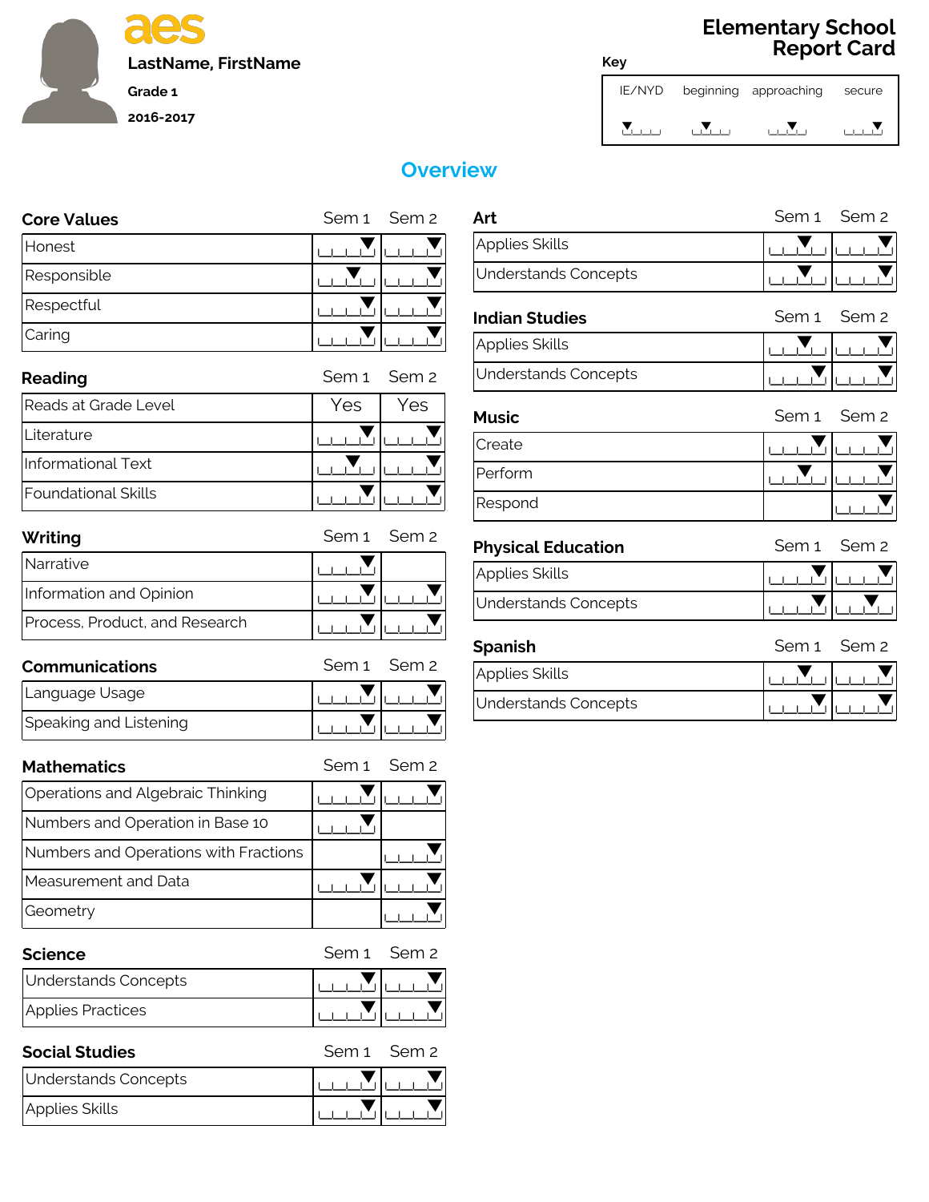# aes

**LastName, FirstName**

**Grade 1**

**2016-2017**

# Elementary School Report Card

**Key**

| IE/NYD | beginning | approaching | secure |
|---|---|---|---|
| ▼ (position 1) | ▼ (position 2) | ▼ (position 3) | ▼ (position 4) |

## Overview

### Core Values

| Core Values | Sem 1 | Sem 2 |
|---|---|---|
| Honest | secure | secure |
| Responsible | approaching | secure |
| Respectful | secure | secure |
| Caring | secure | secure |

### Reading

| Reading | Sem 1 | Sem 2 |
|---|---|---|
| Reads at Grade Level | Yes | Yes |
| Literature | secure | secure |
| Informational Text | approaching | secure |
| Foundational Skills | secure | secure |

### Writing

| Writing | Sem 1 | Sem 2 |
|---|---|---|
| Narrative | secure | |
| Information and Opinion | secure | secure |
| Process, Product, and Research | secure | secure |

### Communications

| Communications | Sem 1 | Sem 2 |
|---|---|---|
| Language Usage | secure | secure |
| Speaking and Listening | secure | secure |

### Mathematics

| Mathematics | Sem 1 | Sem 2 |
|---|---|---|
| Operations and Algebraic Thinking | secure | secure |
| Numbers and Operation in Base 10 | secure | |
| Numbers and Operations with Fractions | | secure |
| Measurement and Data | secure | secure |
| Geometry | | secure |

### Science

| Science | Sem 1 | Sem 2 |
|---|---|---|
| Understands Concepts | secure | secure |
| Applies Practices | secure | secure |

### Social Studies

| Social Studies | Sem 1 | Sem 2 |
|---|---|---|
| Understands Concepts | secure | secure |
| Applies Skills | secure | secure |

### Art

| Art | Sem 1 | Sem 2 |
|---|---|---|
| Applies Skills | approaching | secure |
| Understands Concepts | approaching | secure |

### Indian Studies

| Indian Studies | Sem 1 | Sem 2 |
|---|---|---|
| Applies Skills | approaching | secure |
| Understands Concepts | secure | secure |

### Music

| Music | Sem 1 | Sem 2 |
|---|---|---|
| Create | secure | secure |
| Perform | approaching | secure |
| Respond | | secure |

### Physical Education

| Physical Education | Sem 1 | Sem 2 |
|---|---|---|
| Applies Skills | secure | secure |
| Understands Concepts | secure | approaching |

### Spanish

| Spanish | Sem 1 | Sem 2 |
|---|---|---|
| Applies Skills | approaching | secure |
| Understands Concepts | secure | secure |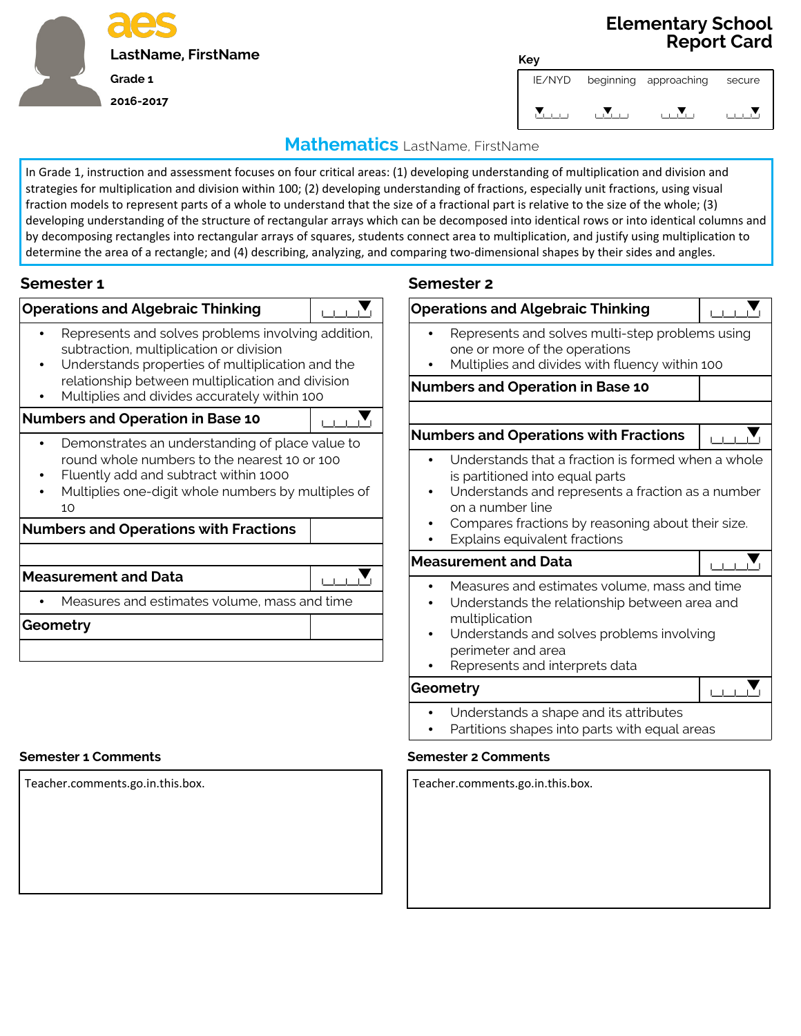aes

LastName, FirstName

Grade 1

2016-2017

# Elementary School Report Card

**Key**

| IE/NYD | beginning | approaching | secure |
|---|---|---|---|

## Mathematics LastName, FirstName

In Grade 1, instruction and assessment focuses on four critical areas: (1) developing understanding of multiplication and division and strategies for multiplication and division within 100; (2) developing understanding of fractions, especially unit fractions, using visual fraction models to represent parts of a whole to understand that the size of a fractional part is relative to the size of the whole; (3) developing understanding of the structure of rectangular arrays which can be decomposed into identical rows or into identical columns and by decomposing rectangles into rectangular arrays of squares, students connect area to multiplication, and justify using multiplication to determine the area of a rectangle; and (4) describing, analyzing, and comparing two-dimensional shapes by their sides and angles.

### Semester 1

**Operations and Algebraic Thinking**

- Represents and solves problems involving addition, subtraction, multiplication or division
- Understands properties of multiplication and the relationship between multiplication and division
- Multiplies and divides accurately within 100

**Numbers and Operation in Base 10**

- Demonstrates an understanding of place value to round whole numbers to the nearest 10 or 100
- Fluently add and subtract within 1000
- Multiplies one-digit whole numbers by multiples of 10

**Numbers and Operations with Fractions**

**Measurement and Data**

- Measures and estimates volume, mass and time

**Geometry**

### Semester 2

**Operations and Algebraic Thinking**

- Represents and solves multi-step problems using one or more of the operations
- Multiplies and divides with fluency within 100

**Numbers and Operation in Base 10**

**Numbers and Operations with Fractions**

- Understands that a fraction is formed when a whole is partitioned into equal parts
- Understands and represents a fraction as a number on a number line
- Compares fractions by reasoning about their size.
- Explains equivalent fractions

**Measurement and Data**

- Measures and estimates volume, mass and time
- Understands the relationship between area and multiplication
- Understands and solves problems involving perimeter and area
- Represents and interprets data

**Geometry**

- Understands a shape and its attributes
- Partitions shapes into parts with equal areas

**Semester 1 Comments**

Teacher.comments.go.in.this.box.

**Semester 2 Comments**

Teacher.comments.go.in.this.box.